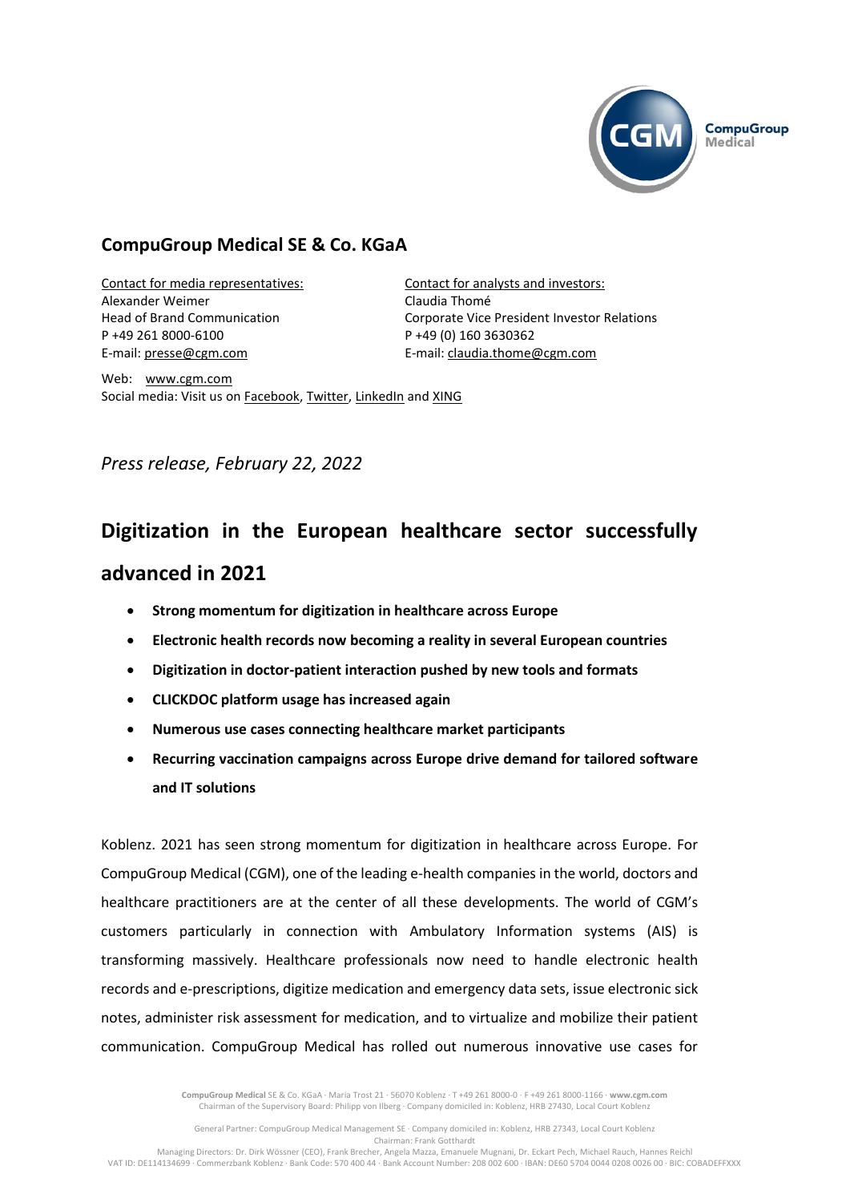## CompuGroup Medical SE & Co. KGaA

Contact for media representatives:
Alexander Weimer
Head of Brand Communication
P +49 261 8000-6100
E-mail: presse@cgm.com

Contact for analysts and investors:
Claudia Thomé
Corporate Vice President Investor Relations
P +49 (0) 160 3630362
E-mail: claudia.thome@cgm.com

Web: www.cgm.com
Social media: Visit us on Facebook, Twitter, LinkedIn and XING

*Press release, February 22, 2022*

# Digitization in the European healthcare sector successfully advanced in 2021

- **Strong momentum for digitization in healthcare across Europe**
- **Electronic health records now becoming a reality in several European countries**
- **Digitization in doctor-patient interaction pushed by new tools and formats**
- **CLICKDOC platform usage has increased again**
- **Numerous use cases connecting healthcare market participants**
- **Recurring vaccination campaigns across Europe drive demand for tailored software and IT solutions**

Koblenz. 2021 has seen strong momentum for digitization in healthcare across Europe. For CompuGroup Medical (CGM), one of the leading e-health companies in the world, doctors and healthcare practitioners are at the center of all these developments. The world of CGM's customers particularly in connection with Ambulatory Information systems (AIS) is transforming massively. Healthcare professionals now need to handle electronic health records and e-prescriptions, digitize medication and emergency data sets, issue electronic sick notes, administer risk assessment for medication, and to virtualize and mobilize their patient communication. CompuGroup Medical has rolled out numerous innovative use cases for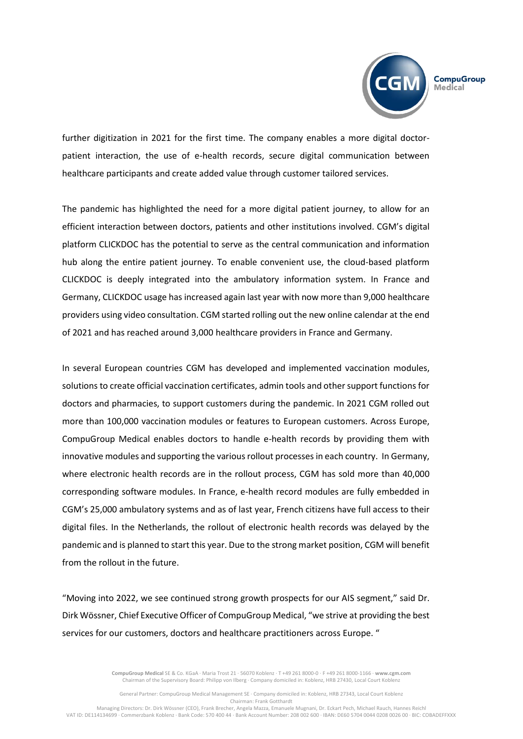further digitization in 2021 for the first time. The company enables a more digital doctor-patient interaction, the use of e-health records, secure digital communication between healthcare participants and create added value through customer tailored services.

The pandemic has highlighted the need for a more digital patient journey, to allow for an efficient interaction between doctors, patients and other institutions involved. CGM's digital platform CLICKDOC has the potential to serve as the central communication and information hub along the entire patient journey. To enable convenient use, the cloud-based platform CLICKDOC is deeply integrated into the ambulatory information system. In France and Germany, CLICKDOC usage has increased again last year with now more than 9,000 healthcare providers using video consultation. CGM started rolling out the new online calendar at the end of 2021 and has reached around 3,000 healthcare providers in France and Germany.

In several European countries CGM has developed and implemented vaccination modules, solutions to create official vaccination certificates, admin tools and other support functions for doctors and pharmacies, to support customers during the pandemic. In 2021 CGM rolled out more than 100,000 vaccination modules or features to European customers. Across Europe, CompuGroup Medical enables doctors to handle e-health records by providing them with innovative modules and supporting the various rollout processes in each country. In Germany, where electronic health records are in the rollout process, CGM has sold more than 40,000 corresponding software modules. In France, e-health record modules are fully embedded in CGM's 25,000 ambulatory systems and as of last year, French citizens have full access to their digital files. In the Netherlands, the rollout of electronic health records was delayed by the pandemic and is planned to start this year. Due to the strong market position, CGM will benefit from the rollout in the future.

"Moving into 2022, we see continued strong growth prospects for our AIS segment," said Dr. Dirk Wössner, Chief Executive Officer of CompuGroup Medical, "we strive at providing the best services for our customers, doctors and healthcare practitioners across Europe. "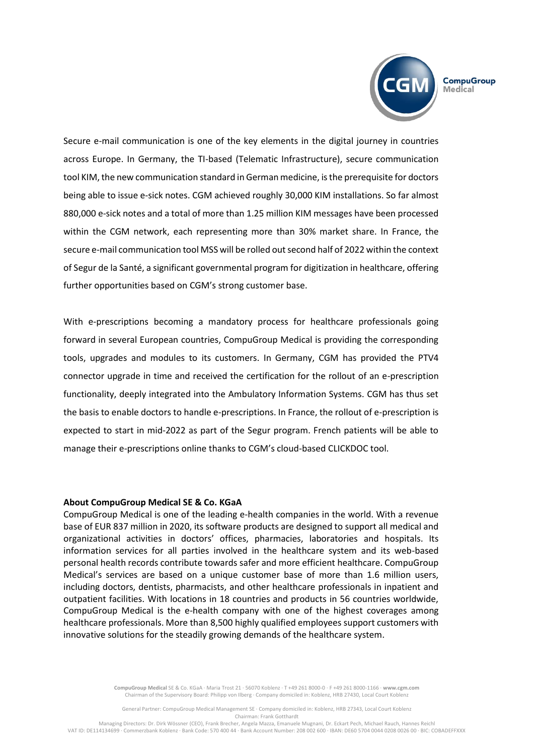Secure e-mail communication is one of the key elements in the digital journey in countries across Europe. In Germany, the TI-based (Telematic Infrastructure), secure communication tool KIM, the new communication standard in German medicine, is the prerequisite for doctors being able to issue e-sick notes. CGM achieved roughly 30,000 KIM installations. So far almost 880,000 e-sick notes and a total of more than 1.25 million KIM messages have been processed within the CGM network, each representing more than 30% market share. In France, the secure e-mail communication tool MSS will be rolled out second half of 2022 within the context of Segur de la Santé, a significant governmental program for digitization in healthcare, offering further opportunities based on CGM's strong customer base.

With e-prescriptions becoming a mandatory process for healthcare professionals going forward in several European countries, CompuGroup Medical is providing the corresponding tools, upgrades and modules to its customers. In Germany, CGM has provided the PTV4 connector upgrade in time and received the certification for the rollout of an e-prescription functionality, deeply integrated into the Ambulatory Information Systems. CGM has thus set the basis to enable doctors to handle e-prescriptions. In France, the rollout of e-prescription is expected to start in mid-2022 as part of the Segur program. French patients will be able to manage their e-prescriptions online thanks to CGM's cloud-based CLICKDOC tool.

**About CompuGroup Medical SE & Co. KGaA**

CompuGroup Medical is one of the leading e-health companies in the world. With a revenue base of EUR 837 million in 2020, its software products are designed to support all medical and organizational activities in doctors' offices, pharmacies, laboratories and hospitals. Its information services for all parties involved in the healthcare system and its web-based personal health records contribute towards safer and more efficient healthcare. CompuGroup Medical's services are based on a unique customer base of more than 1.6 million users, including doctors, dentists, pharmacists, and other healthcare professionals in inpatient and outpatient facilities. With locations in 18 countries and products in 56 countries worldwide, CompuGroup Medical is the e-health company with one of the highest coverages among healthcare professionals. More than 8,500 highly qualified employees support customers with innovative solutions for the steadily growing demands of the healthcare system.